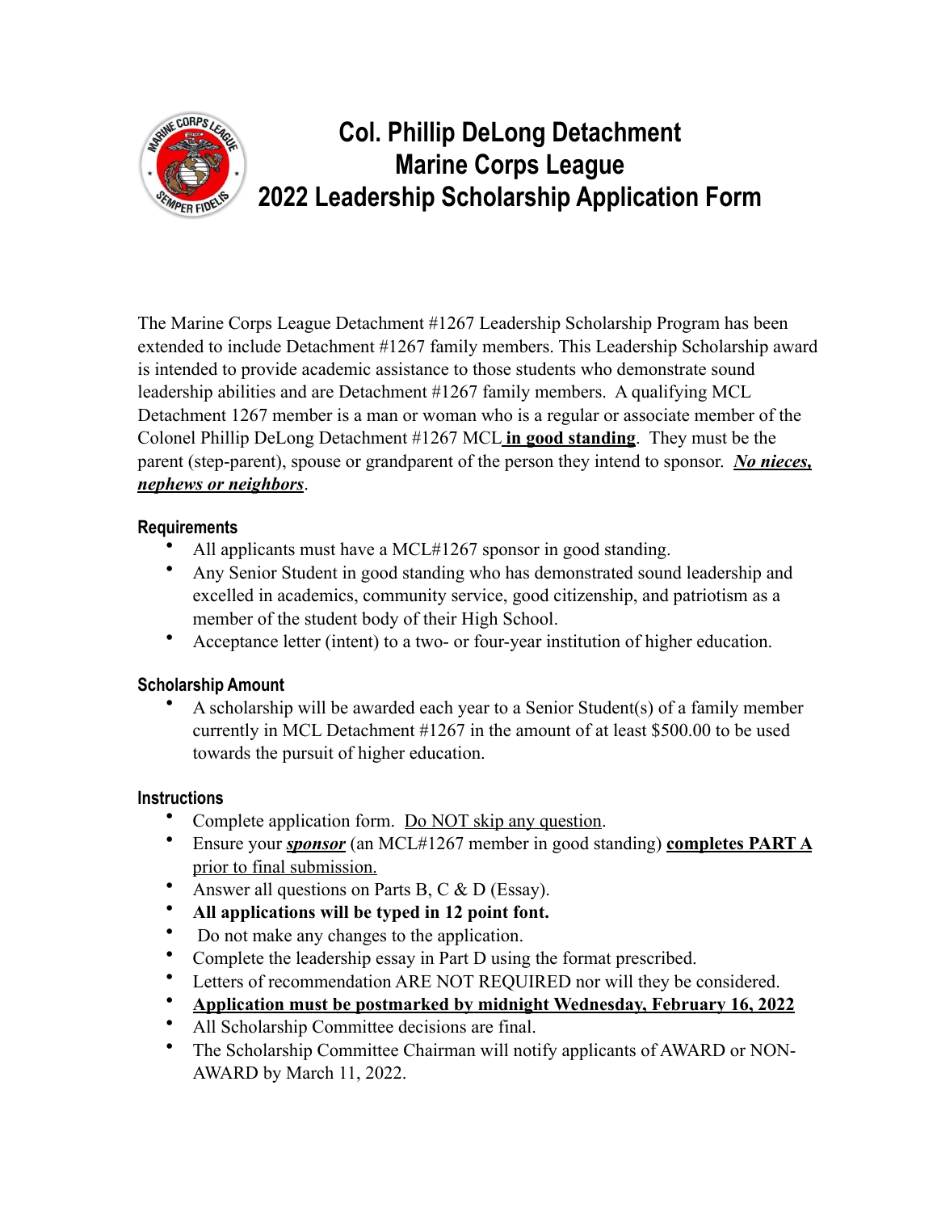# Col. Phillip DeLong Detachment
# Marine Corps League
# 2022 Leadership Scholarship Application Form

The Marine Corps League Detachment #1267 Leadership Scholarship Program has been extended to include Detachment #1267 family members. This Leadership Scholarship award is intended to provide academic assistance to those students who demonstrate sound leadership abilities and are Detachment #1267 family members. A qualifying MCL Detachment 1267 member is a man or woman who is a regular or associate member of the Colonel Phillip DeLong Detachment #1267 MCL **<u>in good standing</u>**. They must be the parent (step-parent), spouse or grandparent of the person they intend to sponsor. ***<u>No nieces, nephews or neighbors</u>***.

### Requirements

- All applicants must have a MCL#1267 sponsor in good standing.
- Any Senior Student in good standing who has demonstrated sound leadership and excelled in academics, community service, good citizenship, and patriotism as a member of the student body of their High School.
- Acceptance letter (intent) to a two- or four-year institution of higher education.

### Scholarship Amount

- A scholarship will be awarded each year to a Senior Student(s) of a family member currently in MCL Detachment #1267 in the amount of at least $500.00 to be used towards the pursuit of higher education.

### Instructions

- Complete application form. <u>Do NOT skip any question</u>.
- Ensure your ***<u>sponsor</u>*** (an MCL#1267 member in good standing) **<u>completes PART A</u>** <u>prior to final submission.</u>
- Answer all questions on Parts B, C & D (Essay).
- **All applications will be typed in 12 point font.**
- Do not make any changes to the application.
- Complete the leadership essay in Part D using the format prescribed.
- Letters of recommendation ARE NOT REQUIRED nor will they be considered.
- **<u>Application must be postmarked by midnight Wednesday, February 16, 2022</u>**
- All Scholarship Committee decisions are final.
- The Scholarship Committee Chairman will notify applicants of AWARD or NON-AWARD by March 11, 2022.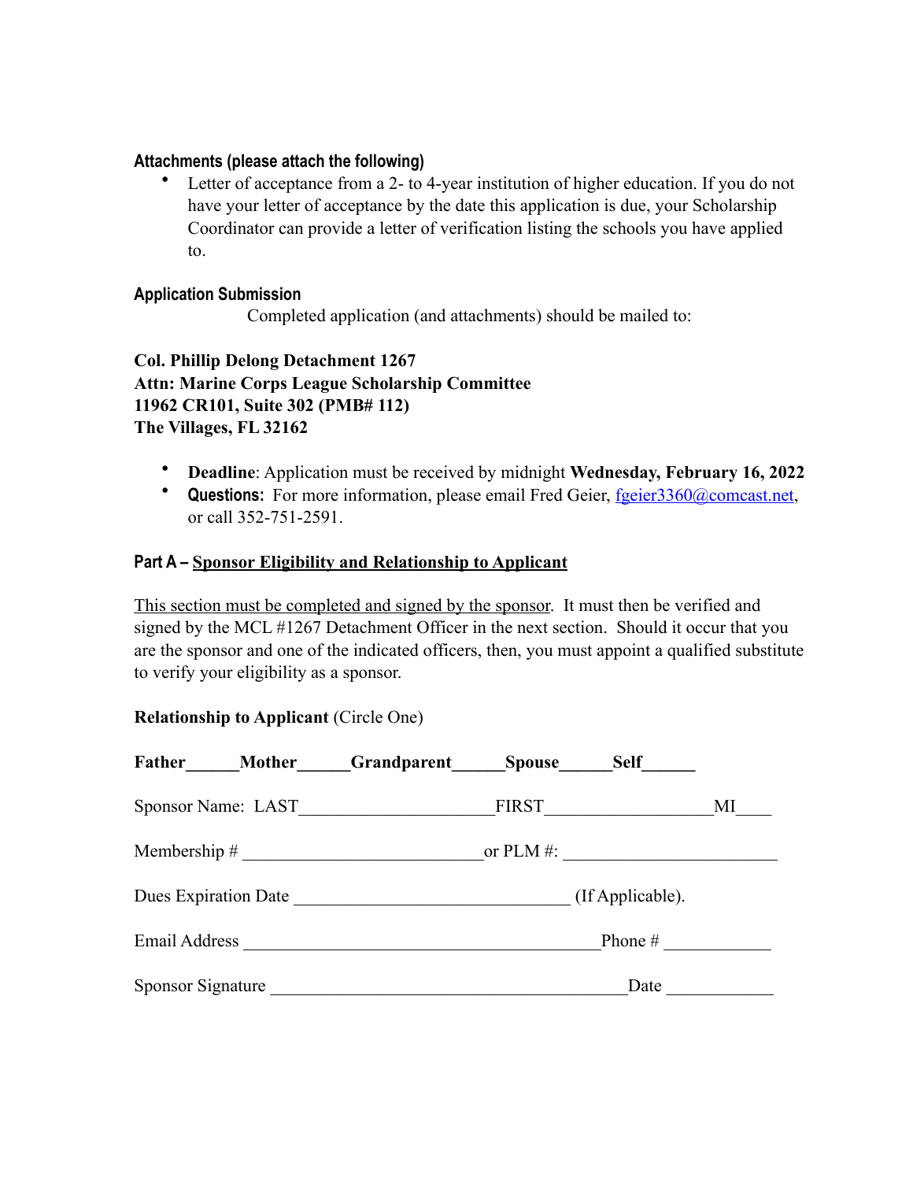### Attachments (please attach the following)

- Letter of acceptance from a 2- to 4-year institution of higher education. If you do not have your letter of acceptance by the date this application is due, your Scholarship Coordinator can provide a letter of verification listing the schools you have applied to.

### Application Submission

Completed application (and attachments) should be mailed to:

**Col. Phillip Delong Detachment 1267**
**Attn: Marine Corps League Scholarship Committee**
**11962 CR101, Suite 302 (PMB# 112)**
**The Villages, FL 32162**

- **Deadline**: Application must be received by midnight **Wednesday, February 16, 2022**
- **Questions:** For more information, please email Fred Geier, fgeier3360@comcast.net, or call 352-751-2591.

### Part A – Sponsor Eligibility and Relationship to Applicant

This section must be completed and signed by the sponsor. It must then be verified and signed by the MCL #1267 Detachment Officer in the next section. Should it occur that you are the sponsor and one of the indicated officers, then, you must appoint a qualified substitute to verify your eligibility as a sponsor.

**Relationship to Applicant** (Circle One)

**Father______Mother______Grandparent______Spouse______Self______**

Sponsor Name: LAST_____________________FIRST__________________MI____

Membership # __________________________or PLM #: ________________________

Dues Expiration Date ______________________________ (If Applicable).

Email Address _______________________________________Phone # ____________

Sponsor Signature _______________________________________Date ____________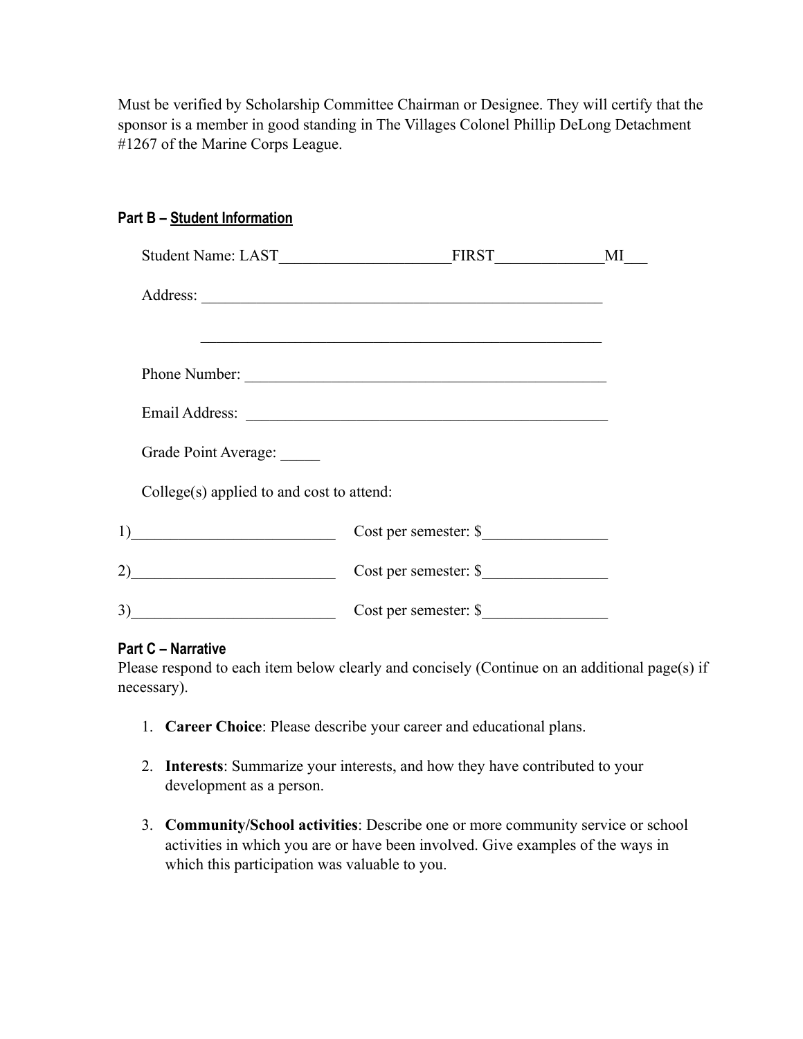Must be verified by Scholarship Committee Chairman or Designee. They will certify that the sponsor is a member in good standing in The Villages Colonel Phillip DeLong Detachment #1267 of the Marine Corps League.

### Part B – Student Information

Student Name: LAST______________________FIRST______________MI___

Address: _____________________________________________________

_____________________________________________________

Phone Number: ________________________________________________

Email Address: ________________________________________________

Grade Point Average: _____

College(s) applied to and cost to attend:

1)__________________________ Cost per semester: $________________

2)__________________________ Cost per semester: $________________

3)__________________________ Cost per semester: $________________

### Part C – Narrative

Please respond to each item below clearly and concisely (Continue on an additional page(s) if necessary).

1. **Career Choice**: Please describe your career and educational plans.
2. **Interests**: Summarize your interests, and how they have contributed to your development as a person.
3. **Community/School activities**: Describe one or more community service or school activities in which you are or have been involved. Give examples of the ways in which this participation was valuable to you.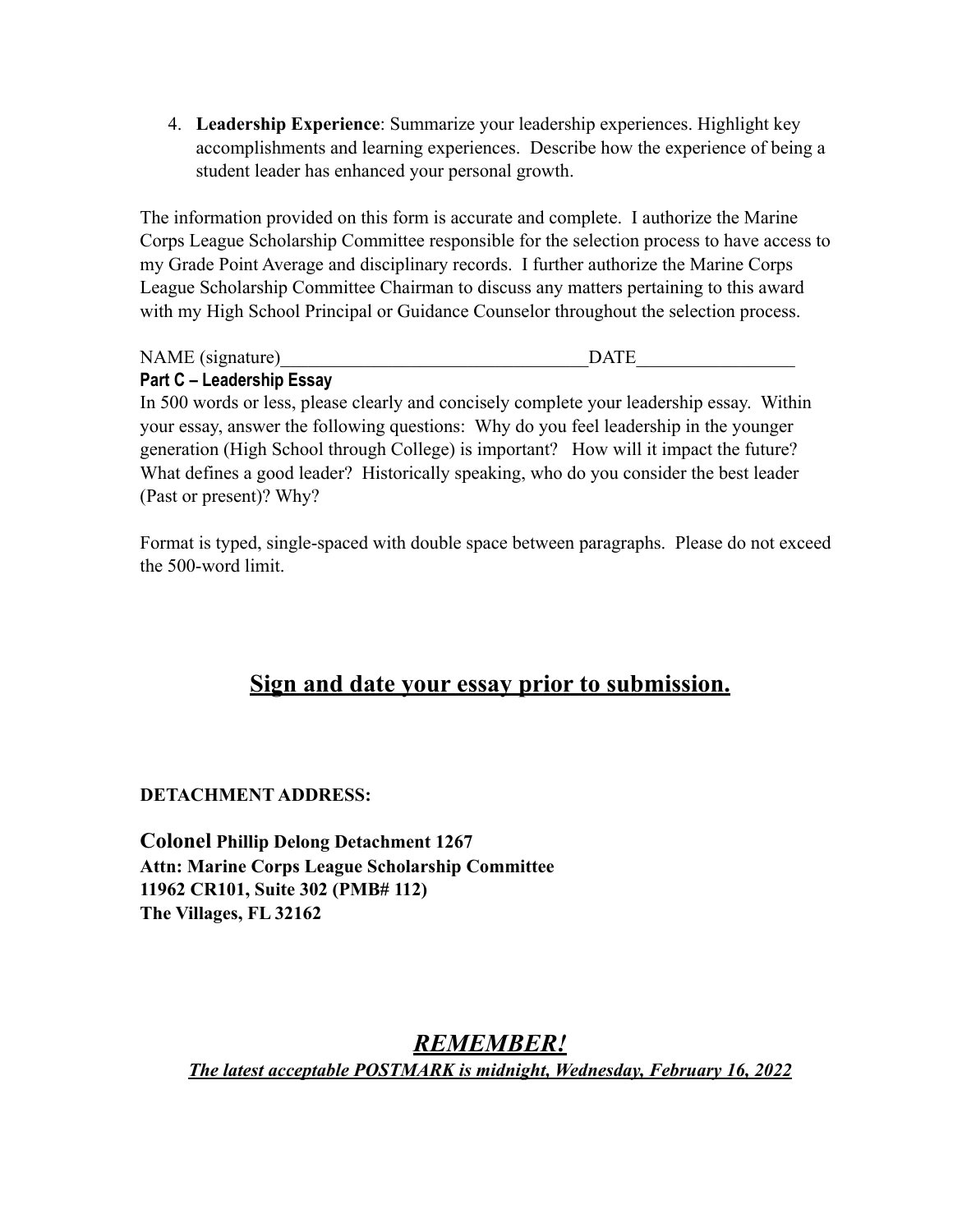4. **Leadership Experience**: Summarize your leadership experiences. Highlight key accomplishments and learning experiences. Describe how the experience of being a student leader has enhanced your personal growth.

The information provided on this form is accurate and complete. I authorize the Marine Corps League Scholarship Committee responsible for the selection process to have access to my Grade Point Average and disciplinary records. I further authorize the Marine Corps League Scholarship Committee Chairman to discuss any matters pertaining to this award with my High School Principal or Guidance Counselor throughout the selection process.

NAME (signature)_________________________________DATE_________________

**Part C – Leadership Essay**

In 500 words or less, please clearly and concisely complete your leadership essay. Within your essay, answer the following questions: Why do you feel leadership in the younger generation (High School through College) is important? How will it impact the future? What defines a good leader? Historically speaking, who do you consider the best leader (Past or present)? Why?

Format is typed, single-spaced with double space between paragraphs. Please do not exceed the 500-word limit.

## **Sign and date your essay prior to submission.**

**DETACHMENT ADDRESS:**

**Colonel Phillip Delong Detachment 1267**
**Attn: Marine Corps League Scholarship Committee**
**11962 CR101, Suite 302 (PMB# 112)**
**The Villages, FL 32162**

## ***REMEMBER!***

***The latest acceptable POSTMARK is midnight, Wednesday, February 16, 2022***